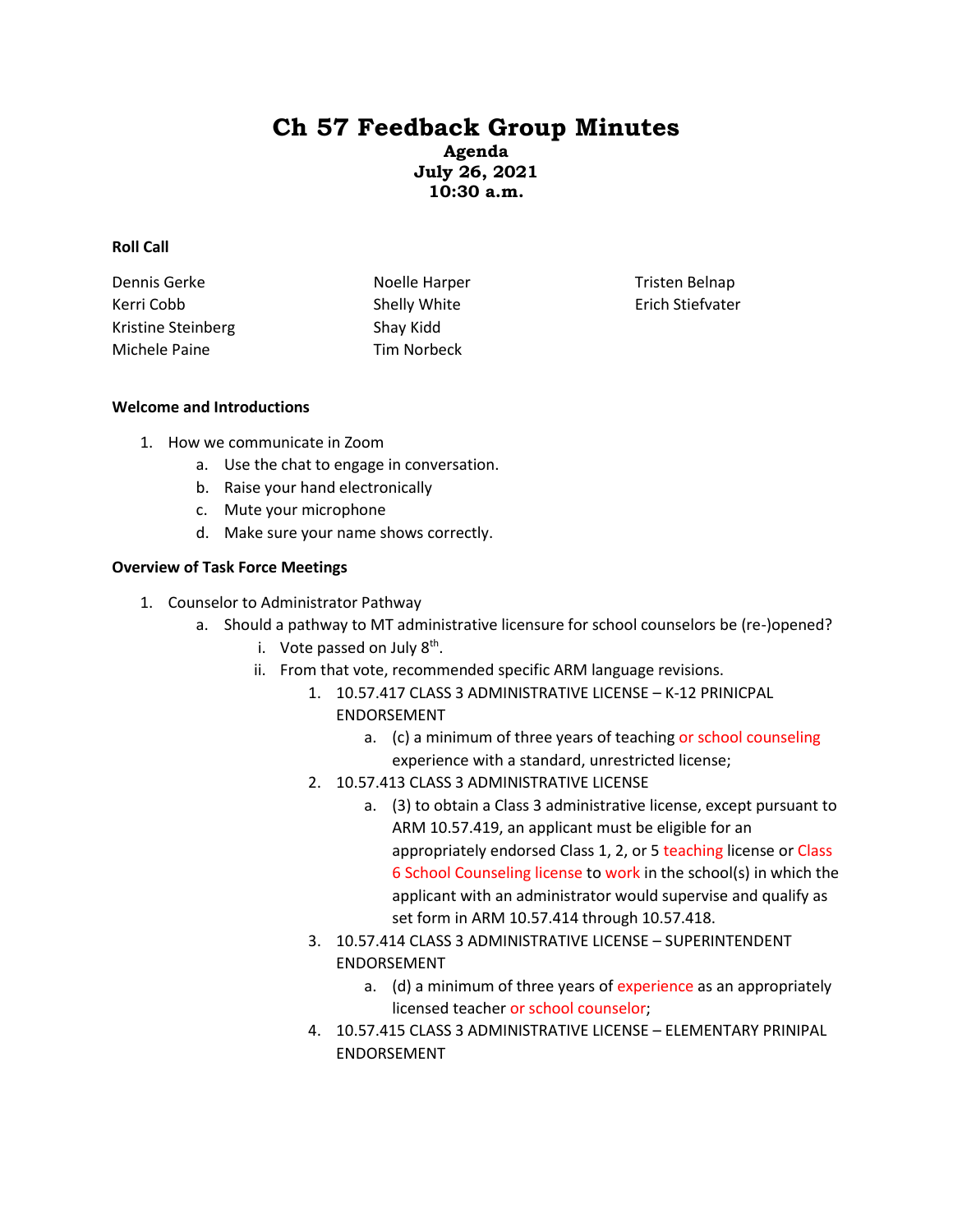# Ch 57 Feedback Group Minutes

**Agenda**
**July 26, 2021**
**10:30 a.m.**

**Roll Call**

Dennis Gerke
Kerri Cobb
Kristine Steinberg
Michele Paine
Noelle Harper
Shelly White
Shay Kidd
Tim Norbeck
Tristen Belnap
Erich Stiefvater

**Welcome and Introductions**

1. How we communicate in Zoom
   a. Use the chat to engage in conversation.
   b. Raise your hand electronically
   c. Mute your microphone
   d. Make sure your name shows correctly.

**Overview of Task Force Meetings**

1. Counselor to Administrator Pathway
   a. Should a pathway to MT administrative licensure for school counselors be (re-)opened?
      i. Vote passed on July 8th.
      ii. From that vote, recommended specific ARM language revisions.
         1. 10.57.417 CLASS 3 ADMINISTRATIVE LICENSE – K-12 PRINICPAL ENDORSEMENT
            a. (c) a minimum of three years of teaching or school counseling experience with a standard, unrestricted license;
         2. 10.57.413 CLASS 3 ADMINISTRATIVE LICENSE
            a. (3) to obtain a Class 3 administrative license, except pursuant to ARM 10.57.419, an applicant must be eligible for an appropriately endorsed Class 1, 2, or 5 teaching license or Class 6 School Counseling license to work in the school(s) in which the applicant with an administrator would supervise and qualify as set form in ARM 10.57.414 through 10.57.418.
         3. 10.57.414 CLASS 3 ADMINISTRATIVE LICENSE – SUPERINTENDENT ENDORSEMENT
            a. (d) a minimum of three years of experience as an appropriately licensed teacher or school counselor;
         4. 10.57.415 CLASS 3 ADMINISTRATIVE LICENSE – ELEMENTARY PRINIPAL ENDORSEMENT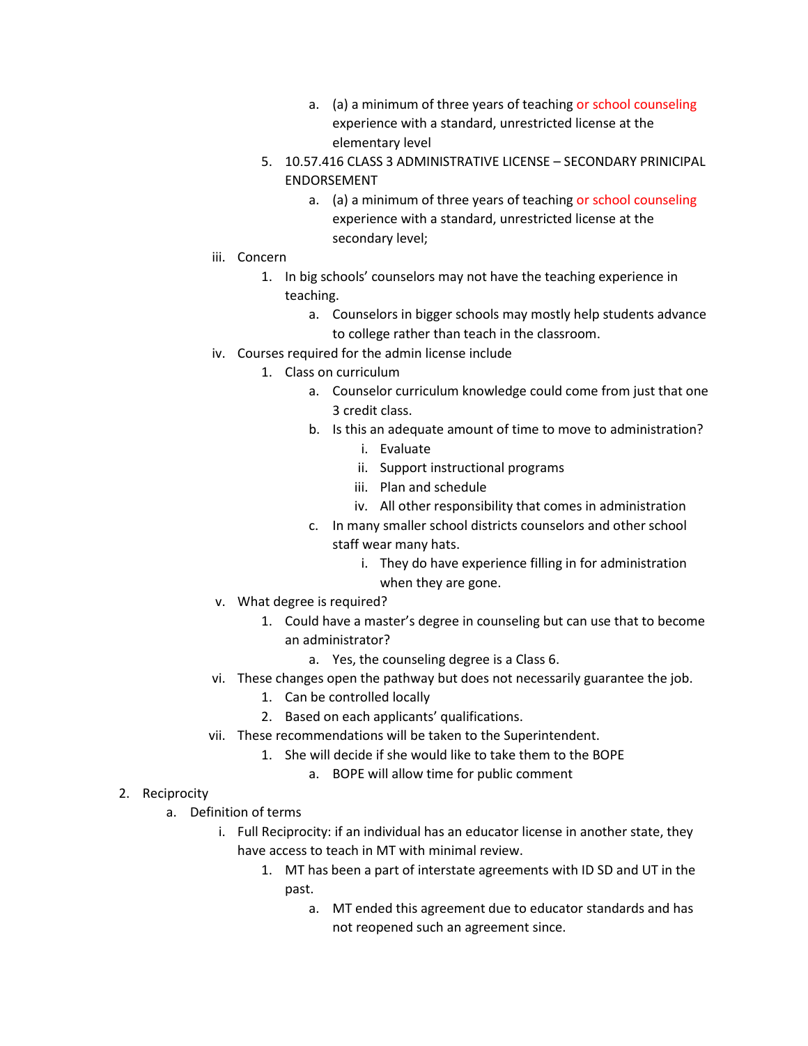- a. (a) a minimum of three years of teaching or school counseling experience with a standard, unrestricted license at the elementary level

5. 10.57.416 CLASS 3 ADMINISTRATIVE LICENSE – SECONDARY PRINICIPAL ENDORSEMENT
    - a. (a) a minimum of three years of teaching or school counseling experience with a standard, unrestricted license at the secondary level;

iii. Concern
  1. In big schools' counselors may not have the teaching experience in teaching.
      - a. Counselors in bigger schools may mostly help students advance to college rather than teach in the classroom.

iv. Courses required for the admin license include
  1. Class on curriculum
      - a. Counselor curriculum knowledge could come from just that one 3 credit class.
      - b. Is this an adequate amount of time to move to administration?
          - i. Evaluate
          - ii. Support instructional programs
          - iii. Plan and schedule
          - iv. All other responsibility that comes in administration
      - c. In many smaller school districts counselors and other school staff wear many hats.
          - i. They do have experience filling in for administration when they are gone.

v. What degree is required?
  1. Could have a master's degree in counseling but can use that to become an administrator?
      - a. Yes, the counseling degree is a Class 6.

vi. These changes open the pathway but does not necessarily guarantee the job.
  1. Can be controlled locally
  2. Based on each applicants' qualifications.

vii. These recommendations will be taken to the Superintendent.
  1. She will decide if she would like to take them to the BOPE
      - a. BOPE will allow time for public comment

2. Reciprocity
    - a. Definition of terms
        - i. Full Reciprocity: if an individual has an educator license in another state, they have access to teach in MT with minimal review.
            1. MT has been a part of interstate agreements with ID SD and UT in the past.
                - a. MT ended this agreement due to educator standards and has not reopened such an agreement since.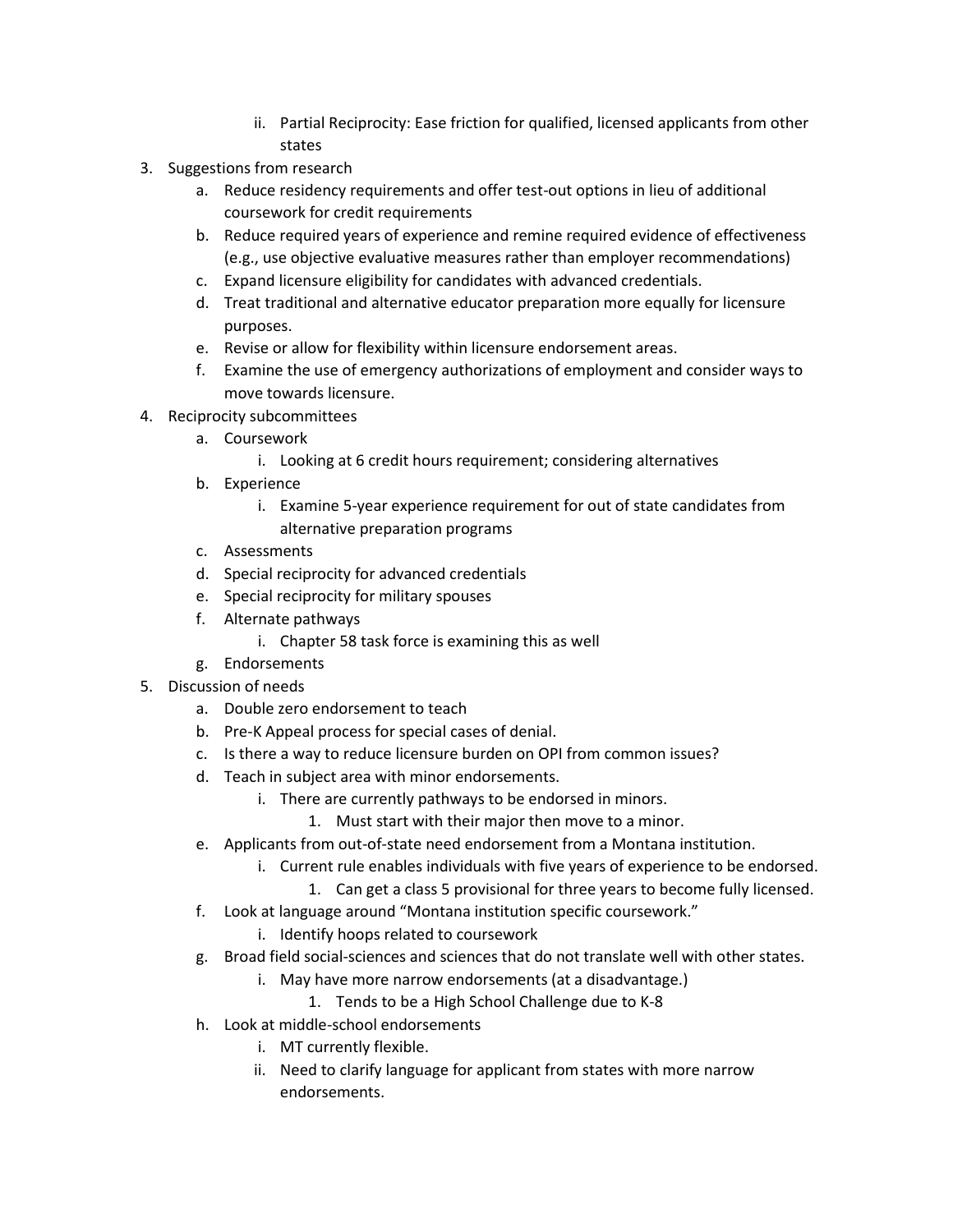ii. Partial Reciprocity: Ease friction for qualified, licensed applicants from other states

3. Suggestions from research
   a. Reduce residency requirements and offer test-out options in lieu of additional coursework for credit requirements
   b. Reduce required years of experience and remine required evidence of effectiveness (e.g., use objective evaluative measures rather than employer recommendations)
   c. Expand licensure eligibility for candidates with advanced credentials.
   d. Treat traditional and alternative educator preparation more equally for licensure purposes.
   e. Revise or allow for flexibility within licensure endorsement areas.
   f. Examine the use of emergency authorizations of employment and consider ways to move towards licensure.
4. Reciprocity subcommittees
   a. Coursework
      i. Looking at 6 credit hours requirement; considering alternatives
   b. Experience
      i. Examine 5-year experience requirement for out of state candidates from alternative preparation programs
   c. Assessments
   d. Special reciprocity for advanced credentials
   e. Special reciprocity for military spouses
   f. Alternate pathways
      i. Chapter 58 task force is examining this as well
   g. Endorsements
5. Discussion of needs
   a. Double zero endorsement to teach
   b. Pre-K Appeal process for special cases of denial.
   c. Is there a way to reduce licensure burden on OPI from common issues?
   d. Teach in subject area with minor endorsements.
      i. There are currently pathways to be endorsed in minors.
         1. Must start with their major then move to a minor.
   e. Applicants from out-of-state need endorsement from a Montana institution.
      i. Current rule enables individuals with five years of experience to be endorsed.
         1. Can get a class 5 provisional for three years to become fully licensed.
   f. Look at language around "Montana institution specific coursework."
      i. Identify hoops related to coursework
   g. Broad field social-sciences and sciences that do not translate well with other states.
      i. May have more narrow endorsements (at a disadvantage.)
         1. Tends to be a High School Challenge due to K-8
   h. Look at middle-school endorsements
      i. MT currently flexible.
      ii. Need to clarify language for applicant from states with more narrow endorsements.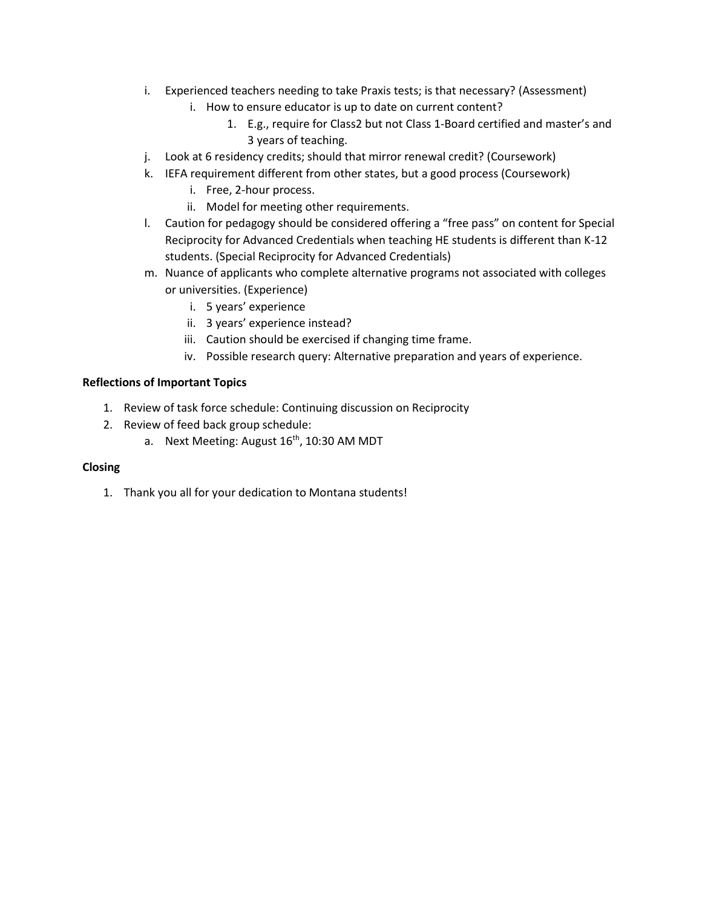i. Experienced teachers needing to take Praxis tests; is that necessary? (Assessment)
    i. How to ensure educator is up to date on current content?
        1. E.g., require for Class2 but not Class 1-Board certified and master's and 3 years of teaching.

j. Look at 6 residency credits; should that mirror renewal credit? (Coursework)

k. IEFA requirement different from other states, but a good process (Coursework)
    i. Free, 2-hour process.
    ii. Model for meeting other requirements.

l. Caution for pedagogy should be considered offering a "free pass" on content for Special Reciprocity for Advanced Credentials when teaching HE students is different than K-12 students. (Special Reciprocity for Advanced Credentials)

m. Nuance of applicants who complete alternative programs not associated with colleges or universities. (Experience)
    i. 5 years' experience
    ii. 3 years' experience instead?
    iii. Caution should be exercised if changing time frame.
    iv. Possible research query: Alternative preparation and years of experience.

**Reflections of Important Topics**

1. Review of task force schedule: Continuing discussion on Reciprocity
2. Review of feed back group schedule:
    a. Next Meeting: August 16th, 10:30 AM MDT

**Closing**

1. Thank you all for your dedication to Montana students!